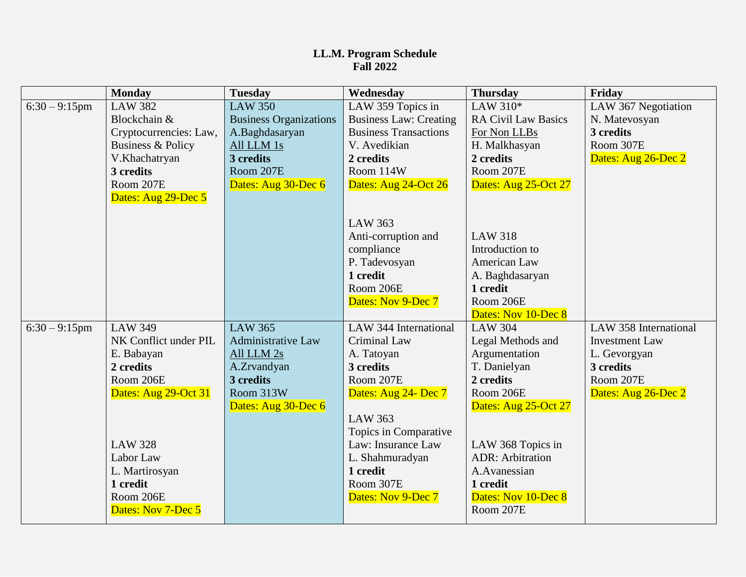**LL.M. Program Schedule**
**Fall 2022**

| | Monday | Tuesday | Wednesday | Thursday | Friday |
|---|---|---|---|---|---|
| 6:30 – 9:15pm | LAW 382<br>Blockchain & Cryptocurrencies: Law, Business & Policy<br>V.Khachatryan<br>**3 credits**<br>Room 207E<br>Dates: Aug 29-Dec 5 | LAW 350<br>Business Organizations<br>A.Baghdasaryan<br>All LLM 1s<br>**3 credits**<br>Room 207E<br>Dates: Aug 30-Dec 6 | LAW 359 Topics in Business Law: Creating Business Transactions<br>V. Avedikian<br>**2 credits**<br>Room 114W<br>Dates: Aug 24-Oct 26<br><br>LAW 363<br>Anti-corruption and compliance<br>P. Tadevosyan<br>**1 credit**<br>Room 206E<br>Dates: Nov 9-Dec 7 | LAW 310*<br>RA Civil Law Basics<br>For Non LLBs<br>H. Malkhasyan<br>**2 credits**<br>Room 207E<br>Dates: Aug 25-Oct 27<br><br>LAW 318<br>Introduction to American Law<br>A. Baghdasaryan<br>**1 credit**<br>Room 206E<br>Dates: Nov 10-Dec 8 | LAW 367 Negotiation<br>N. Matevosyan<br>**3 credits**<br>Room 307E<br>Dates: Aug 26-Dec 2 |
| 6:30 – 9:15pm | LAW 349<br>NK Conflict under PIL<br>E. Babayan<br>**2 credits**<br>Room 206E<br>Dates: Aug 29-Oct 31<br><br>LAW 328<br>Labor Law<br>L. Martirosyan<br>**1 credit**<br>Room 206E<br>Dates: Nov 7-Dec 5 | LAW 365<br>Administrative Law<br>All LLM 2s<br>A.Zrvandyan<br>**3 credits**<br>Room 313W<br>Dates: Aug 30-Dec 6 | LAW 344 International Criminal Law<br>A. Tatoyan<br>**3 credits**<br>Room 207E<br>Dates: Aug 24- Dec 7<br><br>LAW 363<br>Topics in Comparative Law: Insurance Law<br>L. Shahmuradyan<br>**1 credit**<br>Room 307E<br>Dates: Nov 9-Dec 7 | LAW 304<br>Legal Methods and Argumentation<br>T. Danielyan<br>**2 credits**<br>Room 206E<br>Dates: Aug 25-Oct 27<br><br>LAW 368 Topics in ADR: Arbitration<br>A.Avanessian<br>**1 credit**<br>Dates: Nov 10-Dec 8<br>Room 207E | LAW 358 International Investment Law<br>L. Gevorgyan<br>**3 credits**<br>Room 207E<br>Dates: Aug 26-Dec 2 |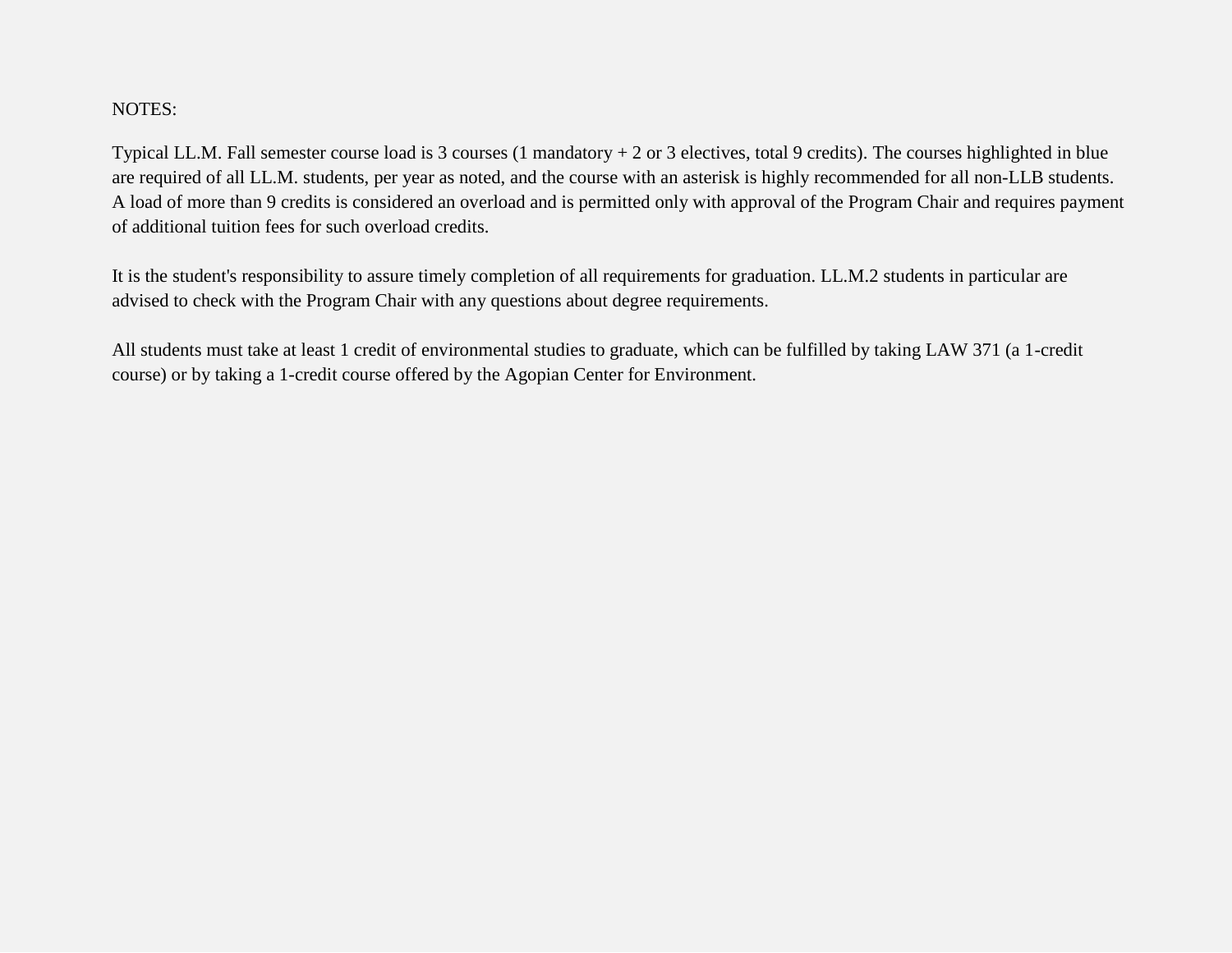NOTES:

Typical LL.M. Fall semester course load is 3 courses (1 mandatory + 2 or 3 electives, total 9 credits). The courses highlighted in blue are required of all LL.M. students, per year as noted, and the course with an asterisk is highly recommended for all non-LLB students. A load of more than 9 credits is considered an overload and is permitted only with approval of the Program Chair and requires payment of additional tuition fees for such overload credits.

It is the student's responsibility to assure timely completion of all requirements for graduation. LL.M.2 students in particular are advised to check with the Program Chair with any questions about degree requirements.

All students must take at least 1 credit of environmental studies to graduate, which can be fulfilled by taking LAW 371 (a 1-credit course) or by taking a 1-credit course offered by the Agopian Center for Environment.